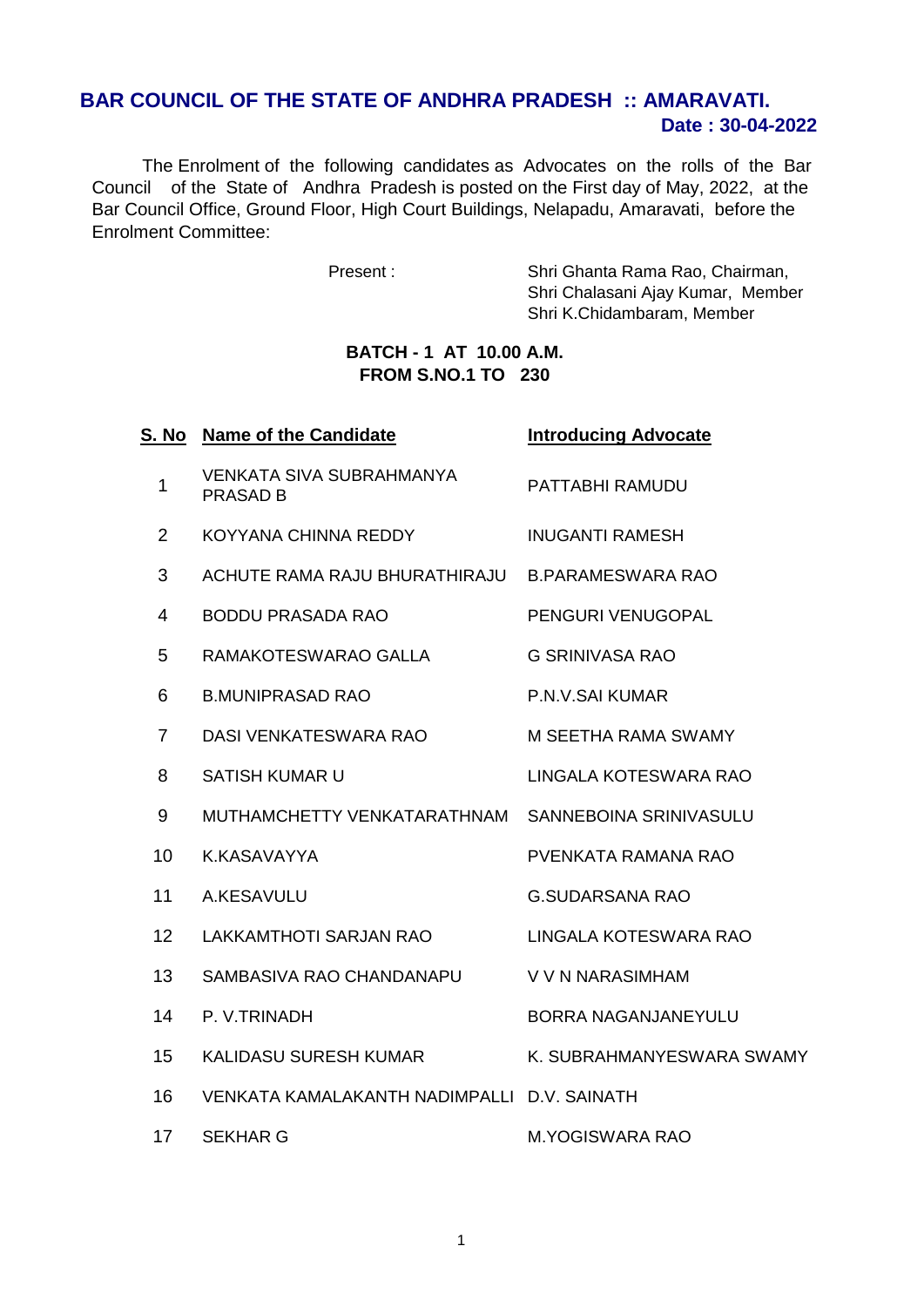## BAR COUNCIL OF THE STATE OF ANDHRA PRADESH :: AMARAVATI.

**Date : 30-04-2022**

The Enrolment of the following candidates as Advocates on the rolls of the Bar Council of the State of Andhra Pradesh is posted on the First day of May, 2022, at the Bar Council Office, Ground Floor, High Court Buildings, Nelapadu, Amaravati, before the Enrolment Committee:

Present :
Shri Ghanta Rama Rao, Chairman,
Shri Chalasani Ajay Kumar, Member
Shri K.Chidambaram, Member

**BATCH - 1 AT 10.00 A.M.**
**FROM S.NO.1 TO 230**

| S. No | Name of the Candidate | Introducing Advocate |
|---|---|---|
| 1 | VENKATA SIVA SUBRAHMANYA PRASAD B | PATTABHI RAMUDU |
| 2 | KOYYANA CHINNA REDDY | INUGANTI RAMESH |
| 3 | ACHUTE RAMA RAJU BHURATHIRAJU | B.PARAMESWARA RAO |
| 4 | BODDU PRASADA RAO | PENGURI VENUGOPAL |
| 5 | RAMAKOTESWARAO GALLA | G SRINIVASA RAO |
| 6 | B.MUNIPRASAD RAO | P.N.V.SAI KUMAR |
| 7 | DASI VENKATESWARA RAO | M SEETHA RAMA SWAMY |
| 8 | SATISH KUMAR U | LINGALA KOTESWARA RAO |
| 9 | MUTHAMCHETTY VENKATARATHNAM | SANNEBOINA SRINIVASULU |
| 10 | K.KASAVAYYA | PVENKATA RAMANA RAO |
| 11 | A.KESAVULU | G.SUDARSANA RAO |
| 12 | LAKKAMTHOTI SARJAN RAO | LINGALA KOTESWARA RAO |
| 13 | SAMBASIVA RAO CHANDANAPU | V V N NARASIMHAM |
| 14 | P. V.TRINADH | BORRA NAGANJANEYULU |
| 15 | KALIDASU SURESH KUMAR | K. SUBRAHMANYESWARA SWAMY |
| 16 | VENKATA KAMALAKANTH NADIMPALLI | D.V. SAINATH |
| 17 | SEKHAR G | M.YOGISWARA RAO |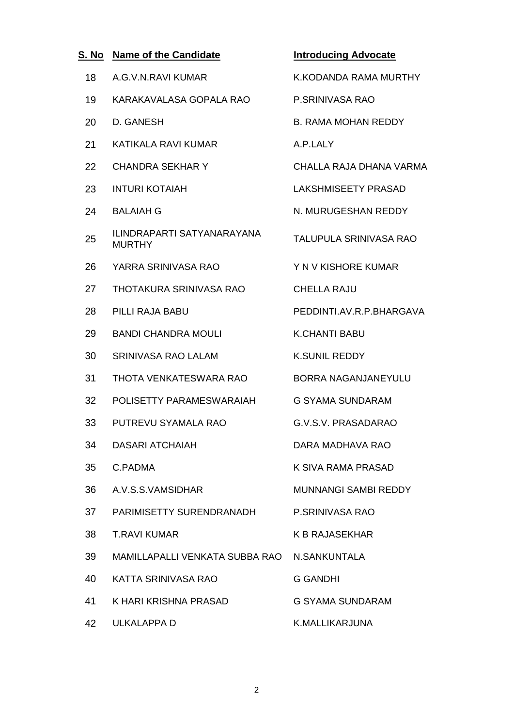| S. No | Name of the Candidate | Introducing Advocate |
|---|---|---|
| 18 | A.G.V.N.RAVI KUMAR | K.KODANDA RAMA MURTHY |
| 19 | KARAKAVALASA GOPALA RAO | P.SRINIVASA RAO |
| 20 | D. GANESH | B. RAMA MOHAN REDDY |
| 21 | KATIKALA RAVI KUMAR | A.P.LALY |
| 22 | CHANDRA SEKHAR Y | CHALLA RAJA DHANA VARMA |
| 23 | INTURI KOTAIAH | LAKSHMISEETY PRASAD |
| 24 | BALAIAH G | N. MURUGESHAN REDDY |
| 25 | ILINDRAPARTI SATYANARAYANA MURTHY | TALUPULA SRINIVASA RAO |
| 26 | YARRA SRINIVASA RAO | Y N V KISHORE KUMAR |
| 27 | THOTAKURA SRINIVASA RAO | CHELLA RAJU |
| 28 | PILLI RAJA BABU | PEDDINTI.AV.R.P.BHARGAVA |
| 29 | BANDI CHANDRA MOULI | K.CHANTI BABU |
| 30 | SRINIVASA RAO LALAM | K.SUNIL REDDY |
| 31 | THOTA VENKATESWARA RAO | BORRA NAGANJANEYULU |
| 32 | POLISETTY PARAMESWARAIAH | G SYAMA SUNDARAM |
| 33 | PUTREVU SYAMALA RAO | G.V.S.V. PRASADARAO |
| 34 | DASARI ATCHAIAH | DARA MADHAVA RAO |
| 35 | C.PADMA | K SIVA RAMA PRASAD |
| 36 | A.V.S.S.VAMSIDHAR | MUNNANGI SAMBI REDDY |
| 37 | PARIMISETTY SURENDRANADH | P.SRINIVASA RAO |
| 38 | T.RAVI KUMAR | K B RAJASEKHAR |
| 39 | MAMILLAPALLI VENKATA SUBBA RAO | N.SANKUNTALA |
| 40 | KATTA SRINIVASA RAO | G GANDHI |
| 41 | K HARI KRISHNA PRASAD | G SYAMA SUNDARAM |
| 42 | ULKALAPPA D | K.MALLIKARJUNA |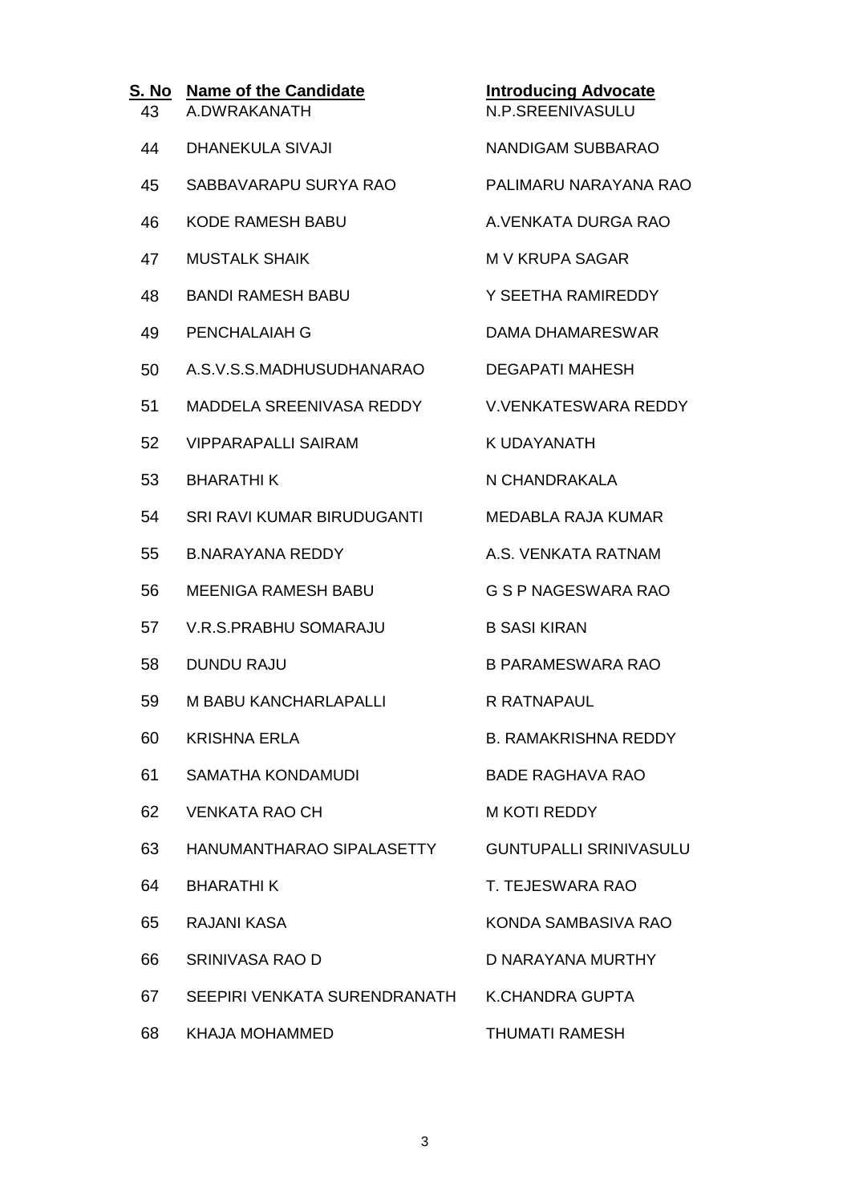| S. No | Name of the Candidate | Introducing Advocate |
|---|---|---|
| 43 | A.DWRAKANATH | N.P.SREENIVASULU |
| 44 | DHANEKULA SIVAJI | NANDIGAM SUBBARAO |
| 45 | SABBAVARAPU SURYA RAO | PALIMARU NARAYANA RAO |
| 46 | KODE RAMESH BABU | A.VENKATA DURGA RAO |
| 47 | MUSTALK SHAIK | M V KRUPA SAGAR |
| 48 | BANDI RAMESH BABU | Y SEETHA RAMIREDDY |
| 49 | PENCHALAIAH G | DAMA DHAMARESWAR |
| 50 | A.S.V.S.S.MADHUSUDHANARAO | DEGAPATI MAHESH |
| 51 | MADDELA SREENIVASA REDDY | V.VENKATESWARA REDDY |
| 52 | VIPPARAPALLI SAIRAM | K UDAYANATH |
| 53 | BHARATHI K | N CHANDRAKALA |
| 54 | SRI RAVI KUMAR BIRUDUGANTI | MEDABLA RAJA KUMAR |
| 55 | B.NARAYANA REDDY | A.S. VENKATA RATNAM |
| 56 | MEENIGA RAMESH BABU | G S P NAGESWARA RAO |
| 57 | V.R.S.PRABHU SOMARAJU | B SASI KIRAN |
| 58 | DUNDU RAJU | B PARAMESWARA RAO |
| 59 | M BABU KANCHARLAPALLI | R RATNAPAUL |
| 60 | KRISHNA ERLA | B. RAMAKRISHNA REDDY |
| 61 | SAMATHA KONDAMUDI | BADE RAGHAVA RAO |
| 62 | VENKATA RAO CH | M KOTI REDDY |
| 63 | HANUMANTHARAO SIPALASETTY | GUNTUPALLI SRINIVASULU |
| 64 | BHARATHI K | T. TEJESWARA RAO |
| 65 | RAJANI KASA | KONDA SAMBASIVA RAO |
| 66 | SRINIVASA RAO D | D NARAYANA MURTHY |
| 67 | SEEPIRI VENKATA SURENDRANATH | K.CHANDRA GUPTA |
| 68 | KHAJA MOHAMMED | THUMATI RAMESH |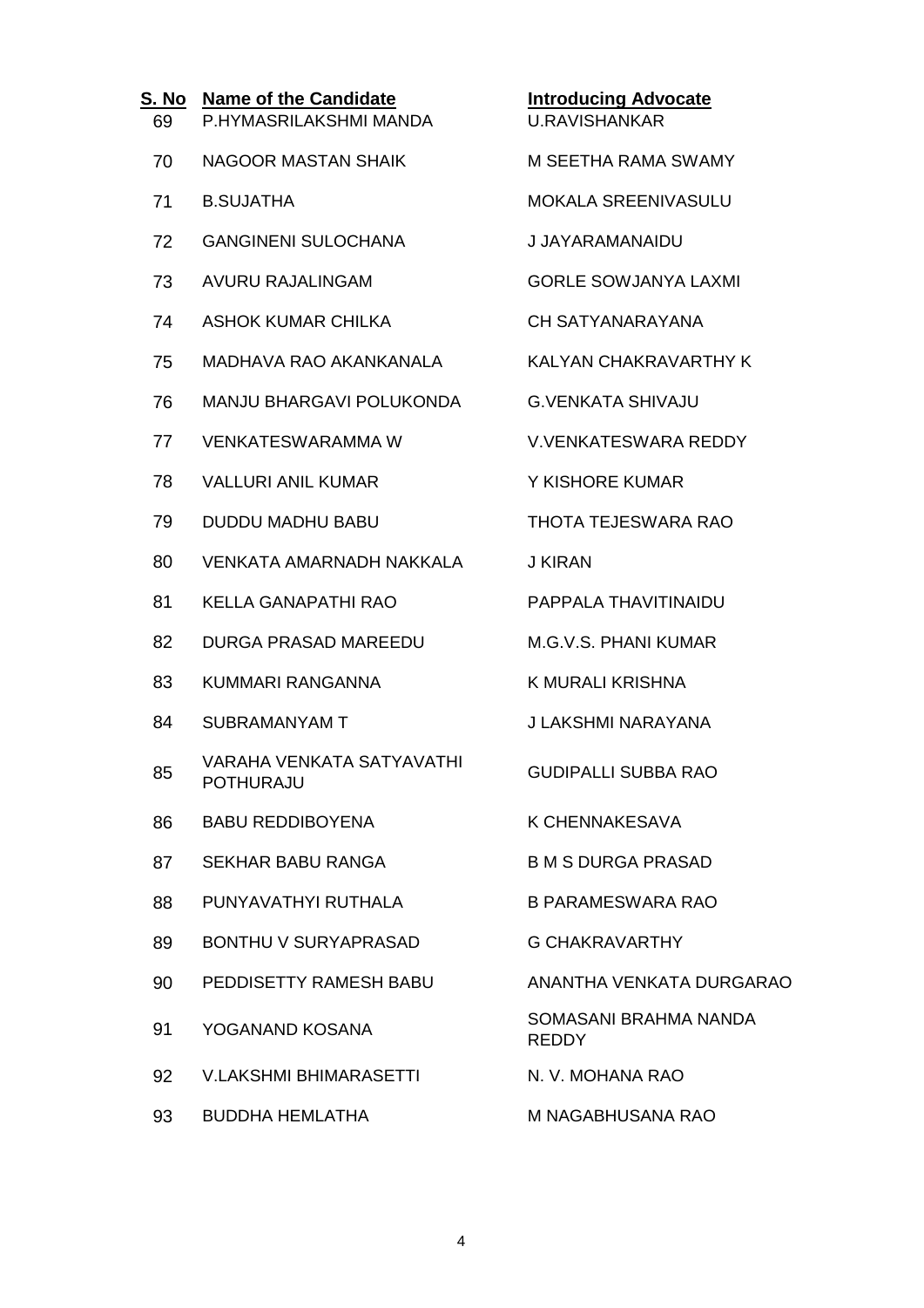| S. No | Name of the Candidate | Introducing Advocate |
|---|---|---|
| 69 | P.HYMASRILAKSHMI MANDA | U.RAVISHANKAR |
| 70 | NAGOOR MASTAN SHAIK | M SEETHA RAMA SWAMY |
| 71 | B.SUJATHA | MOKALA SREENIVASULU |
| 72 | GANGINENI SULOCHANA | J JAYARAMANAIDU |
| 73 | AVURU RAJALINGAM | GORLE SOWJANYA LAXMI |
| 74 | ASHOK KUMAR CHILKA | CH SATYANARAYANA |
| 75 | MADHAVA RAO AKANKANALA | KALYAN CHAKRAVARTHY K |
| 76 | MANJU BHARGAVI POLUKONDA | G.VENKATA SHIVAJU |
| 77 | VENKATESWARAMMA W | V.VENKATESWARA REDDY |
| 78 | VALLURI ANIL KUMAR | Y KISHORE KUMAR |
| 79 | DUDDU MADHU BABU | THOTA TEJESWARA RAO |
| 80 | VENKATA AMARNADH NAKKALA | J KIRAN |
| 81 | KELLA GANAPATHI RAO | PAPPALA THAVITINAIDU |
| 82 | DURGA PRASAD MAREEDU | M.G.V.S. PHANI KUMAR |
| 83 | KUMMARI RANGANNA | K MURALI KRISHNA |
| 84 | SUBRAMANYAM T | J LAKSHMI NARAYANA |
| 85 | VARAHA VENKATA SATYAVATHI POTHURAJU | GUDIPALLI SUBBA RAO |
| 86 | BABU REDDIBOYENA | K CHENNAKESAVA |
| 87 | SEKHAR BABU RANGA | B M S DURGA PRASAD |
| 88 | PUNYAVATHYI RUTHALA | B PARAMESWARA RAO |
| 89 | BONTHU V SURYAPRASAD | G CHAKRAVARTHY |
| 90 | PEDDISETTY RAMESH BABU | ANANTHA VENKATA DURGARAO |
| 91 | YOGANAND KOSANA | SOMASANI BRAHMA NANDA REDDY |
| 92 | V.LAKSHMI BHIMARASETTI | N. V. MOHANA RAO |
| 93 | BUDDHA HEMLATHA | M NAGABHUSANA RAO |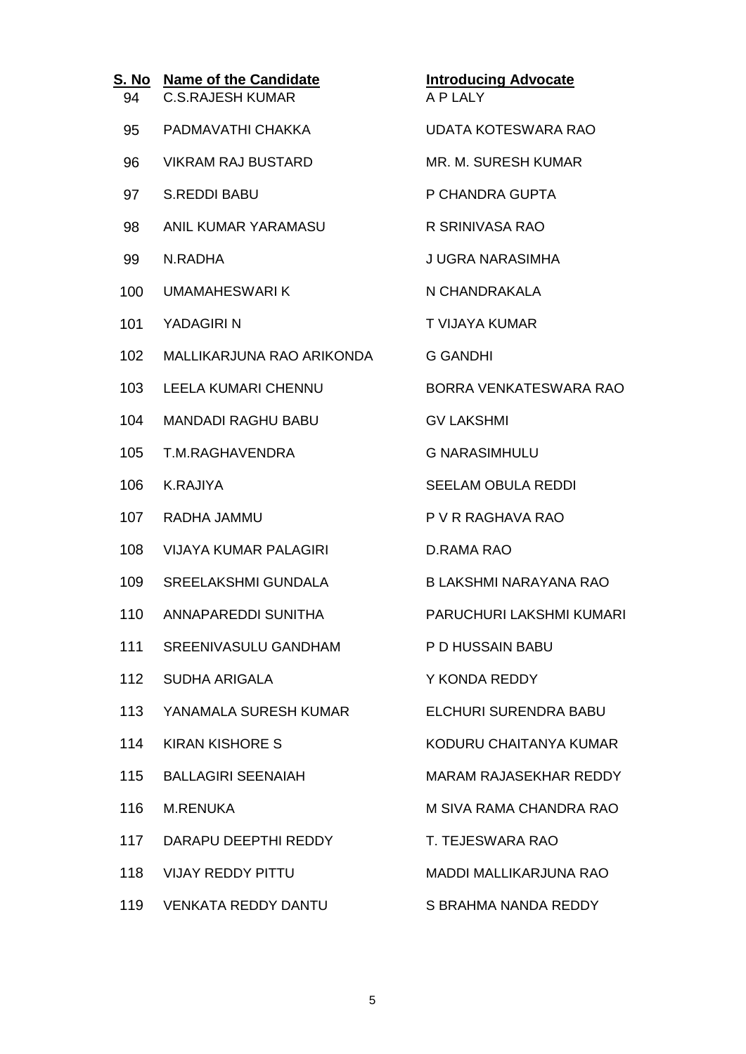| S. No | Name of the Candidate | Introducing Advocate |
|---|---|---|
| 94 | C.S.RAJESH KUMAR | A P LALY |
| 95 | PADMAVATHI CHAKKA | UDATA KOTESWARA RAO |
| 96 | VIKRAM RAJ BUSTARD | MR. M. SURESH KUMAR |
| 97 | S.REDDI BABU | P CHANDRA GUPTA |
| 98 | ANIL KUMAR YARAMASU | R SRINIVASA RAO |
| 99 | N.RADHA | J UGRA NARASIMHA |
| 100 | UMAMAHESWARI K | N CHANDRAKALA |
| 101 | YADAGIRI N | T VIJAYA KUMAR |
| 102 | MALLIKARJUNA RAO ARIKONDA | G GANDHI |
| 103 | LEELA KUMARI CHENNU | BORRA VENKATESWARA RAO |
| 104 | MANDADI RAGHU BABU | GV LAKSHMI |
| 105 | T.M.RAGHAVENDRA | G NARASIMHULU |
| 106 | K.RAJIYA | SEELAM OBULA REDDI |
| 107 | RADHA JAMMU | P V R RAGHAVA RAO |
| 108 | VIJAYA KUMAR PALAGIRI | D.RAMA RAO |
| 109 | SREELAKSHMI GUNDALA | B LAKSHMI NARAYANA RAO |
| 110 | ANNAPAREDDI SUNITHA | PARUCHURI LAKSHMI KUMARI |
| 111 | SREENIVASULU GANDHAM | P D HUSSAIN BABU |
| 112 | SUDHA ARIGALA | Y KONDA REDDY |
| 113 | YANAMALA SURESH KUMAR | ELCHURI SURENDRA BABU |
| 114 | KIRAN KISHORE S | KODURU CHAITANYA KUMAR |
| 115 | BALLAGIRI SEENAIAH | MARAM RAJASEKHAR REDDY |
| 116 | M.RENUKA | M SIVA RAMA CHANDRA RAO |
| 117 | DARAPU DEEPTHI REDDY | T. TEJESWARA RAO |
| 118 | VIJAY REDDY PITTU | MADDI MALLIKARJUNA RAO |
| 119 | VENKATA REDDY DANTU | S BRAHMA NANDA REDDY |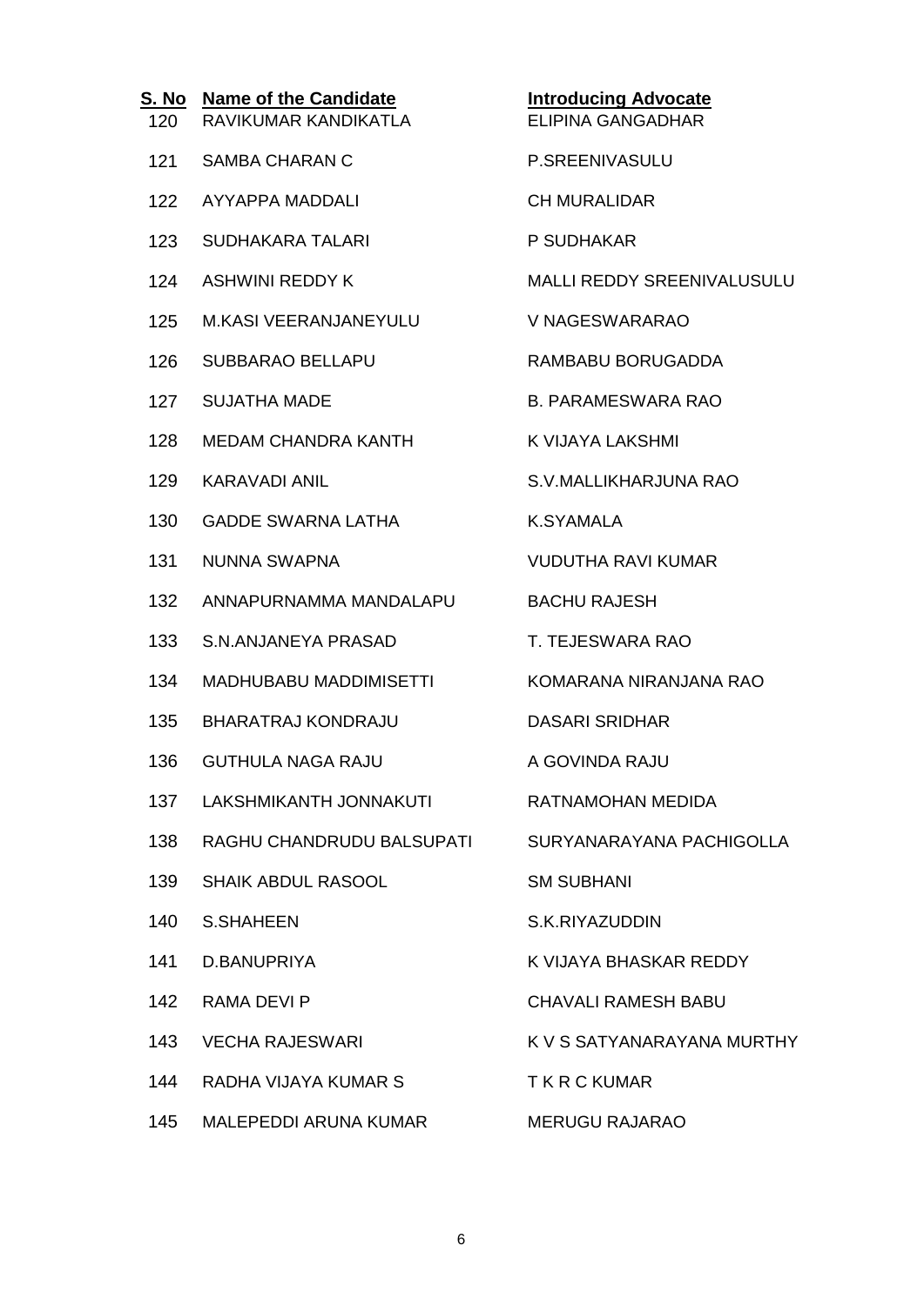| S. No | Name of the Candidate | Introducing Advocate |
|---|---|---|
| 120 | RAVIKUMAR KANDIKATLA | ELIPINA GANGADHAR |
| 121 | SAMBA CHARAN C | P.SREENIVASULU |
| 122 | AYYAPPA MADDALI | CH MURALIDAR |
| 123 | SUDHAKARA TALARI | P SUDHAKAR |
| 124 | ASHWINI REDDY K | MALLI REDDY SREENIVALUSULU |
| 125 | M.KASI VEERANJANEYULU | V NAGESWARARAO |
| 126 | SUBBARAO BELLAPU | RAMBABU BORUGADDA |
| 127 | SUJATHA MADE | B. PARAMESWARA RAO |
| 128 | MEDAM CHANDRA KANTH | K VIJAYA LAKSHMI |
| 129 | KARAVADI ANIL | S.V.MALLIKHARJUNA RAO |
| 130 | GADDE SWARNA LATHA | K.SYAMALA |
| 131 | NUNNA SWAPNA | VUDUTHA RAVI KUMAR |
| 132 | ANNAPURNAMMA MANDALAPU | BACHU RAJESH |
| 133 | S.N.ANJANEYA PRASAD | T. TEJESWARA RAO |
| 134 | MADHUBABU MADDIMISETTI | KOMARANA NIRANJANA RAO |
| 135 | BHARATRAJ KONDRAJU | DASARI SRIDHAR |
| 136 | GUTHULA NAGA RAJU | A GOVINDA RAJU |
| 137 | LAKSHMIKANTH JONNAKUTI | RATNAMOHAN MEDIDA |
| 138 | RAGHU CHANDRUDU BALSUPATI | SURYANARAYANA PACHIGOLLA |
| 139 | SHAIK ABDUL RASOOL | SM SUBHANI |
| 140 | S.SHAHEEN | S.K.RIYAZUDDIN |
| 141 | D.BANUPRIYA | K VIJAYA BHASKAR REDDY |
| 142 | RAMA DEVI P | CHAVALI RAMESH BABU |
| 143 | VECHA RAJESWARI | K V S SATYANARAYANA MURTHY |
| 144 | RADHA VIJAYA KUMAR S | T K R C KUMAR |
| 145 | MALEPEDDI ARUNA KUMAR | MERUGU RAJARAO |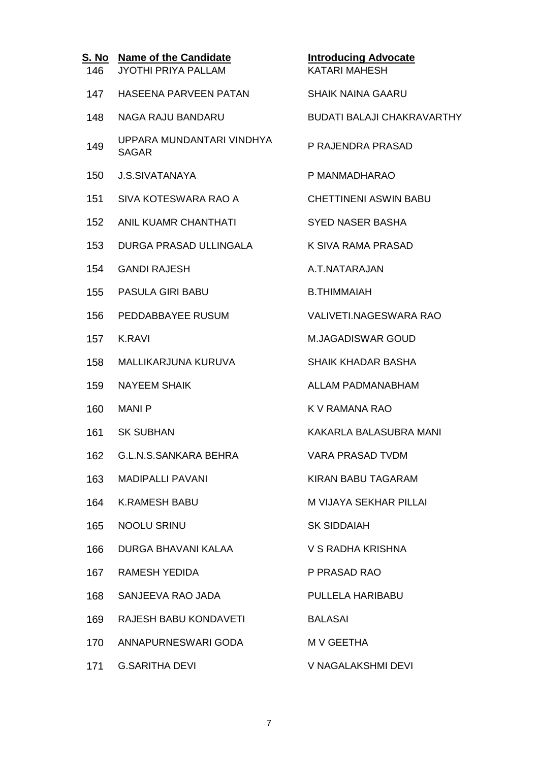| S. No | Name of the Candidate | Introducing Advocate |
|---|---|---|
| 146 | JYOTHI PRIYA PALLAM | KATARI MAHESH |
| 147 | HASEENA PARVEEN PATAN | SHAIK NAINA GAARU |
| 148 | NAGA RAJU BANDARU | BUDATI BALAJI CHAKRAVARTHY |
| 149 | UPPARA MUNDANTARI VINDHYA SAGAR | P RAJENDRA PRASAD |
| 150 | J.S.SIVATANAYA | P MANMADHARAO |
| 151 | SIVA KOTESWARA RAO A | CHETTINENI ASWIN BABU |
| 152 | ANIL KUAMR CHANTHATI | SYED NASER BASHA |
| 153 | DURGA PRASAD ULLINGALA | K SIVA RAMA PRASAD |
| 154 | GANDI RAJESH | A.T.NATARAJAN |
| 155 | PASULA GIRI BABU | B.THIMMAIAH |
| 156 | PEDDABBAYEE RUSUM | VALIVETI.NAGESWARA RAO |
| 157 | K.RAVI | M.JAGADISWAR GOUD |
| 158 | MALLIKARJUNA KURUVA | SHAIK KHADAR BASHA |
| 159 | NAYEEM SHAIK | ALLAM PADMANABHAM |
| 160 | MANI P | K V RAMANA RAO |
| 161 | SK SUBHAN | KAKARLA BALASUBRA MANI |
| 162 | G.L.N.S.SANKARA BEHRA | VARA PRASAD TVDM |
| 163 | MADIPALLI PAVANI | KIRAN BABU TAGARAM |
| 164 | K.RAMESH BABU | M VIJAYA SEKHAR PILLAI |
| 165 | NOOLU SRINU | SK SIDDAIAH |
| 166 | DURGA BHAVANI KALAA | V S RADHA KRISHNA |
| 167 | RAMESH YEDIDA | P PRASAD RAO |
| 168 | SANJEEVA RAO JADA | PULLELA HARIBABU |
| 169 | RAJESH BABU KONDAVETI | BALASAI |
| 170 | ANNAPURNESWARI GODA | M V GEETHA |
| 171 | G.SARITHA DEVI | V NAGALAKSHMI DEVI |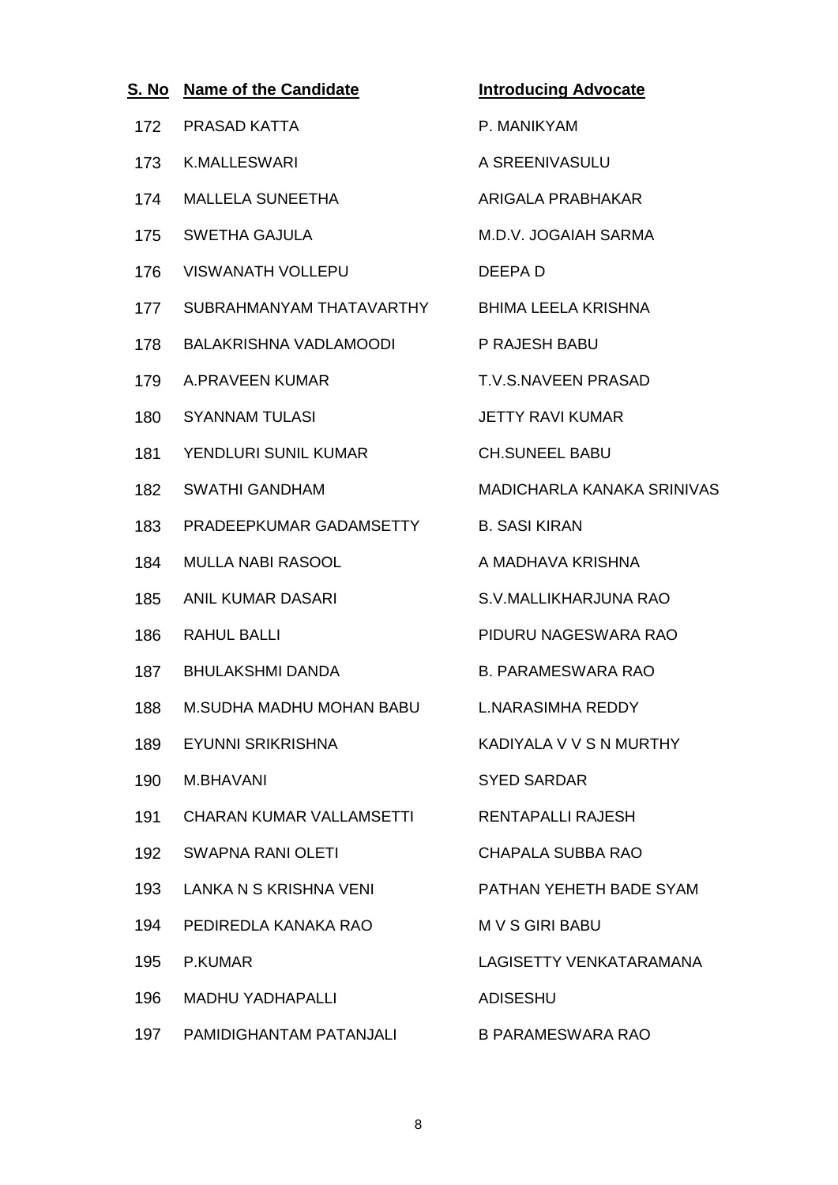| S. No | Name of the Candidate | Introducing Advocate |
|---|---|---|
| 172 | PRASAD KATTA | P. MANIKYAM |
| 173 | K.MALLESWARI | A SREENIVASULU |
| 174 | MALLELA SUNEETHA | ARIGALA PRABHAKAR |
| 175 | SWETHA GAJULA | M.D.V. JOGAIAH SARMA |
| 176 | VISWANATH VOLLEPU | DEEPA D |
| 177 | SUBRAHMANYAM THATAVARTHY | BHIMA LEELA KRISHNA |
| 178 | BALAKRISHNA VADLAMOODI | P RAJESH BABU |
| 179 | A.PRAVEEN KUMAR | T.V.S.NAVEEN PRASAD |
| 180 | SYANNAM TULASI | JETTY RAVI KUMAR |
| 181 | YENDLURI SUNIL KUMAR | CH.SUNEEL BABU |
| 182 | SWATHI GANDHAM | MADICHARLA KANAKA SRINIVAS |
| 183 | PRADEEPKUMAR GADAMSETTY | B. SASI KIRAN |
| 184 | MULLA NABI RASOOL | A MADHAVA KRISHNA |
| 185 | ANIL KUMAR DASARI | S.V.MALLIKHARJUNA RAO |
| 186 | RAHUL BALLI | PIDURU NAGESWARA RAO |
| 187 | BHULAKSHMI DANDA | B. PARAMESWARA RAO |
| 188 | M.SUDHA MADHU MOHAN BABU | L.NARASIMHA REDDY |
| 189 | EYUNNI SRIKRISHNA | KADIYALA V V S N MURTHY |
| 190 | M.BHAVANI | SYED SARDAR |
| 191 | CHARAN KUMAR VALLAMSETTI | RENTAPALLI RAJESH |
| 192 | SWAPNA RANI OLETI | CHAPALA SUBBA RAO |
| 193 | LANKA N S KRISHNA VENI | PATHAN YEHETH BADE SYAM |
| 194 | PEDIREDLA KANAKA RAO | M V S GIRI BABU |
| 195 | P.KUMAR | LAGISETTY VENKATARAMANA |
| 196 | MADHU YADHAPALLI | ADISESHU |
| 197 | PAMIDIGHANTAM PATANJALI | B PARAMESWARA RAO |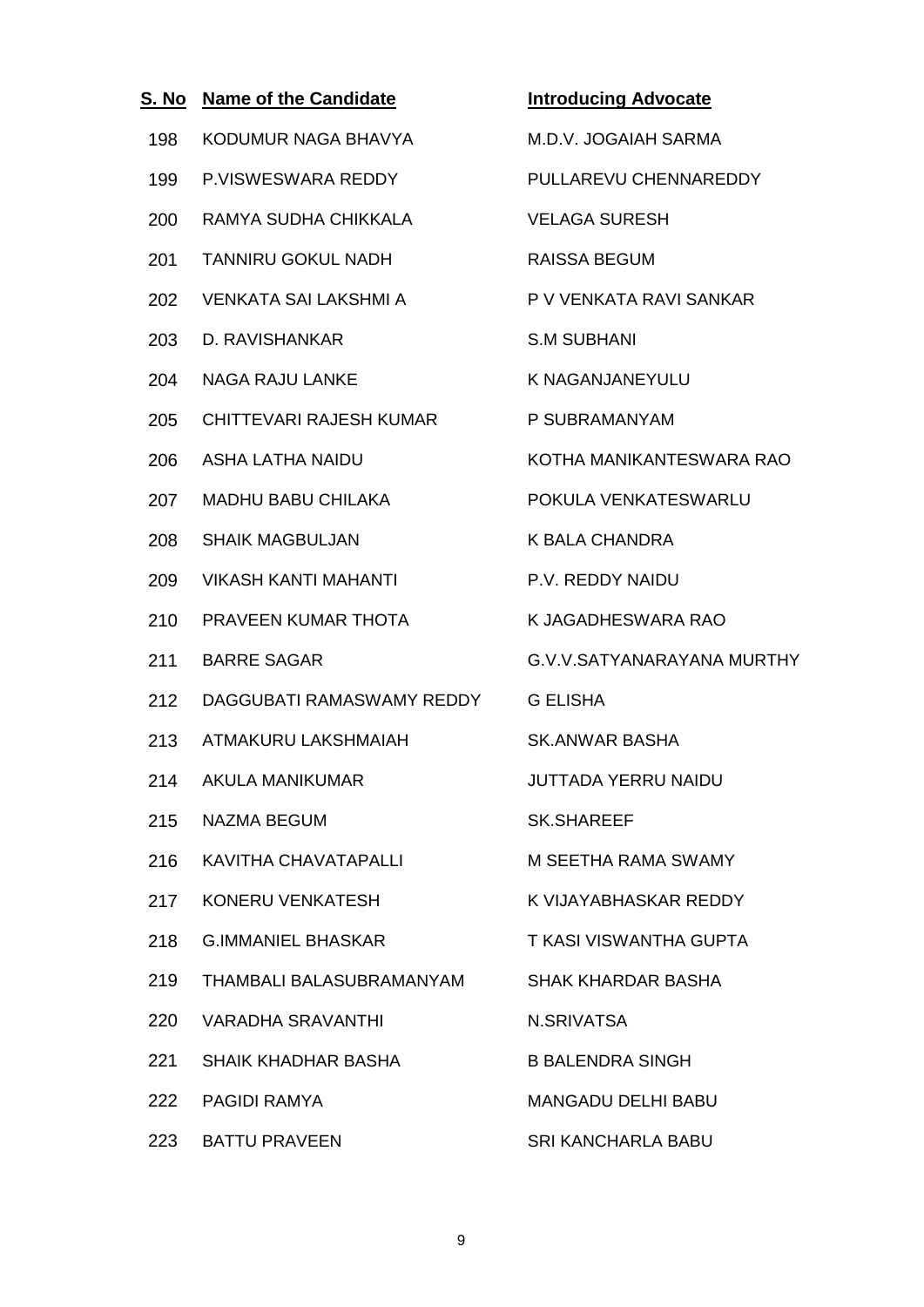| S. No | Name of the Candidate | Introducing Advocate |
|---|---|---|
| 198 | KODUMUR NAGA BHAVYA | M.D.V. JOGAIAH SARMA |
| 199 | P.VISWESWARA REDDY | PULLAREVU CHENNAREDDY |
| 200 | RAMYA SUDHA CHIKKALA | VELAGA SURESH |
| 201 | TANNIRU GOKUL NADH | RAISSA BEGUM |
| 202 | VENKATA SAI LAKSHMI A | P V VENKATA RAVI SANKAR |
| 203 | D. RAVISHANKAR | S.M SUBHANI |
| 204 | NAGA RAJU LANKE | K NAGANJANEYULU |
| 205 | CHITTEVARI RAJESH KUMAR | P SUBRAMANYAM |
| 206 | ASHA LATHA NAIDU | KOTHA MANIKANTESWARA RAO |
| 207 | MADHU BABU CHILAKA | POKULA VENKATESWARLU |
| 208 | SHAIK MAGBULJAN | K BALA CHANDRA |
| 209 | VIKASH KANTI MAHANTI | P.V. REDDY NAIDU |
| 210 | PRAVEEN KUMAR THOTA | K JAGADHESWARA RAO |
| 211 | BARRE SAGAR | G.V.V.SATYANARAYANA MURTHY |
| 212 | DAGGUBATI RAMASWAMY REDDY | G ELISHA |
| 213 | ATMAKURU LAKSHMAIAH | SK.ANWAR BASHA |
| 214 | AKULA MANIKUMAR | JUTTADA YERRU NAIDU |
| 215 | NAZMA BEGUM | SK.SHAREEF |
| 216 | KAVITHA CHAVATAPALLI | M SEETHA RAMA SWAMY |
| 217 | KONERU VENKATESH | K VIJAYABHASKAR REDDY |
| 218 | G.IMMANIEL BHASKAR | T KASI VISWANTHA GUPTA |
| 219 | THAMBALI BALASUBRAMANYAM | SHAK KHARDAR BASHA |
| 220 | VARADHA SRAVANTHI | N.SRIVATSA |
| 221 | SHAIK KHADHAR BASHA | B BALENDRA SINGH |
| 222 | PAGIDI RAMYA | MANGADU DELHI BABU |
| 223 | BATTU PRAVEEN | SRI KANCHARLA BABU |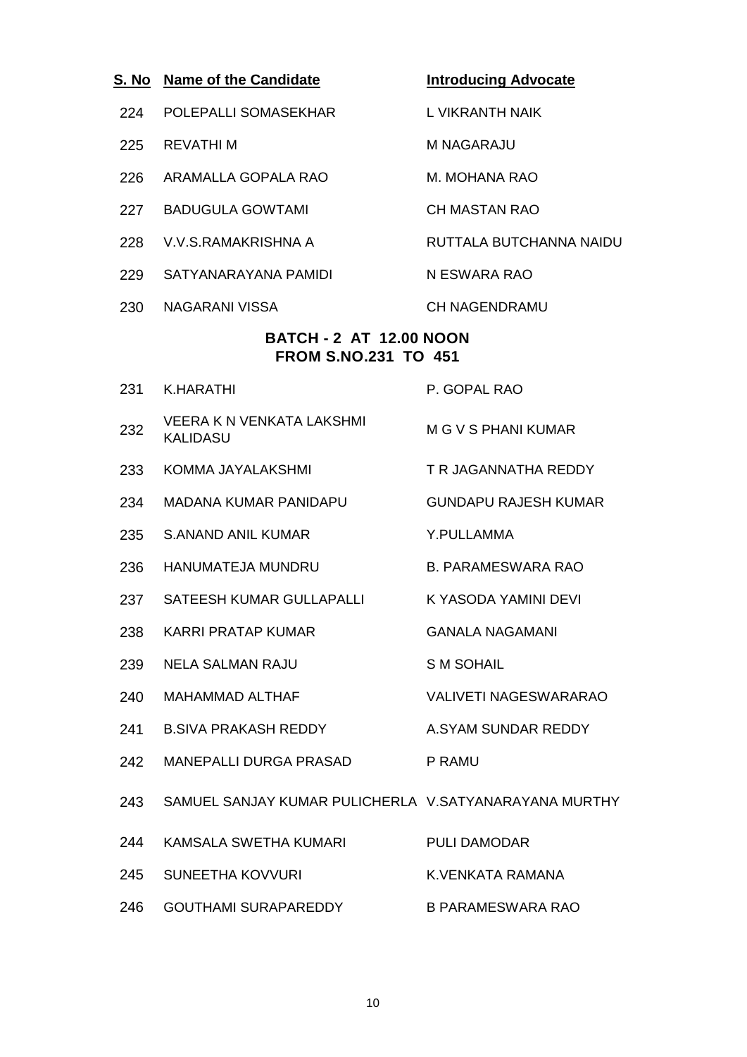| S. No | Name of the Candidate | Introducing Advocate |
|---|---|---|
| 224 | POLEPALLI SOMASEKHAR | L VIKRANTH NAIK |
| 225 | REVATHI M | M NAGARAJU |
| 226 | ARAMALLA GOPALA RAO | M. MOHANA RAO |
| 227 | BADUGULA GOWTAMI | CH MASTAN RAO |
| 228 | V.V.S.RAMAKRISHNA A | RUTTALA BUTCHANNA NAIDU |
| 229 | SATYANARAYANA PAMIDI | N ESWARA RAO |
| 230 | NAGARANI VISSA | CH NAGENDRAMU |

**BATCH - 2 AT 12.00 NOON**
**FROM S.NO.231 TO 451**

| S. No | Name of the Candidate | Introducing Advocate |
|---|---|---|
| 231 | K.HARATHI | P. GOPAL RAO |
| 232 | VEERA K N VENKATA LAKSHMI KALIDASU | M G V S PHANI KUMAR |
| 233 | KOMMA JAYALAKSHMI | T R JAGANNATHA REDDY |
| 234 | MADANA KUMAR PANIDAPU | GUNDAPU RAJESH KUMAR |
| 235 | S.ANAND ANIL KUMAR | Y.PULLAMMA |
| 236 | HANUMATEJA MUNDRU | B. PARAMESWARA RAO |
| 237 | SATEESH KUMAR GULLAPALLI | K YASODA YAMINI DEVI |
| 238 | KARRI PRATAP KUMAR | GANALA NAGAMANI |
| 239 | NELA SALMAN RAJU | S M SOHAIL |
| 240 | MAHAMMAD ALTHAF | VALIVETI NAGESWARARAO |
| 241 | B.SIVA PRAKASH REDDY | A.SYAM SUNDAR REDDY |
| 242 | MANEPALLI DURGA PRASAD | P RAMU |
| 243 | SAMUEL SANJAY KUMAR PULICHERLA | V.SATYANARAYANA MURTHY |
| 244 | KAMSALA SWETHA KUMARI | PULI DAMODAR |
| 245 | SUNEETHA KOVVURI | K.VENKATA RAMANA |
| 246 | GOUTHAMI SURAPAREDDY | B PARAMESWARA RAO |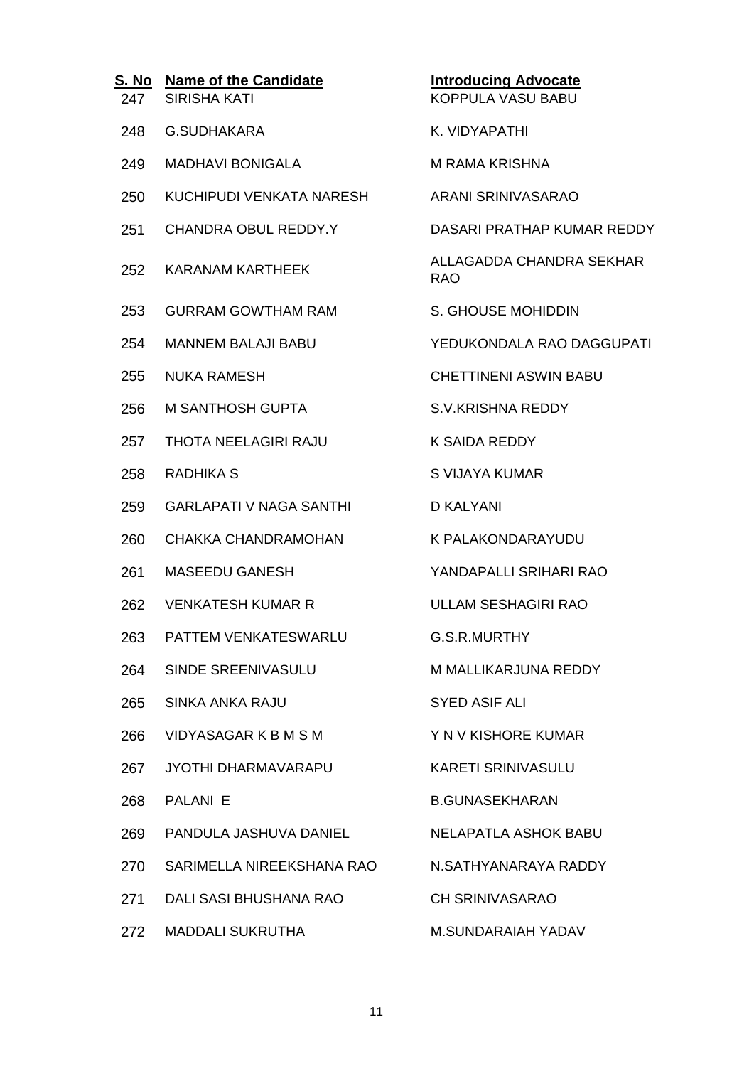| S. No | Name of the Candidate | Introducing Advocate |
|---|---|---|
| 247 | SIRISHA KATI | KOPPULA VASU BABU |
| 248 | G.SUDHAKARA | K. VIDYAPATHI |
| 249 | MADHAVI BONIGALA | M RAMA KRISHNA |
| 250 | KUCHIPUDI VENKATA NARESH | ARANI SRINIVASARAO |
| 251 | CHANDRA OBUL REDDY.Y | DASARI PRATHAP KUMAR REDDY |
| 252 | KARANAM KARTHEEK | ALLAGADDA CHANDRA SEKHAR RAO |
| 253 | GURRAM GOWTHAM RAM | S. GHOUSE MOHIDDIN |
| 254 | MANNEM BALAJI BABU | YEDUKONDALA RAO DAGGUPATI |
| 255 | NUKA RAMESH | CHETTINENI ASWIN BABU |
| 256 | M SANTHOSH GUPTA | S.V.KRISHNA REDDY |
| 257 | THOTA NEELAGIRI RAJU | K SAIDA REDDY |
| 258 | RADHIKA S | S VIJAYA KUMAR |
| 259 | GARLAPATI V NAGA SANTHI | D KALYANI |
| 260 | CHAKKA CHANDRAMOHAN | K PALAKONDARAYUDU |
| 261 | MASEEDU GANESH | YANDAPALLI SRIHARI RAO |
| 262 | VENKATESH KUMAR R | ULLAM SESHAGIRI RAO |
| 263 | PATTEM VENKATESWARLU | G.S.R.MURTHY |
| 264 | SINDE SREENIVASULU | M MALLIKARJUNA REDDY |
| 265 | SINKA ANKA RAJU | SYED ASIF ALI |
| 266 | VIDYASAGAR K B M S M | Y N V KISHORE KUMAR |
| 267 | JYOTHI DHARMAVARAPU | KARETI SRINIVASULU |
| 268 | PALANI E | B.GUNASEKHARAN |
| 269 | PANDULA JASHUVA DANIEL | NELAPATLA ASHOK BABU |
| 270 | SARIMELLA NIREEKSHANA RAO | N.SATHYANARAYA RADDY |
| 271 | DALI SASI BHUSHANA RAO | CH SRINIVASARAO |
| 272 | MADDALI SUKRUTHA | M.SUNDARAIAH YADAV |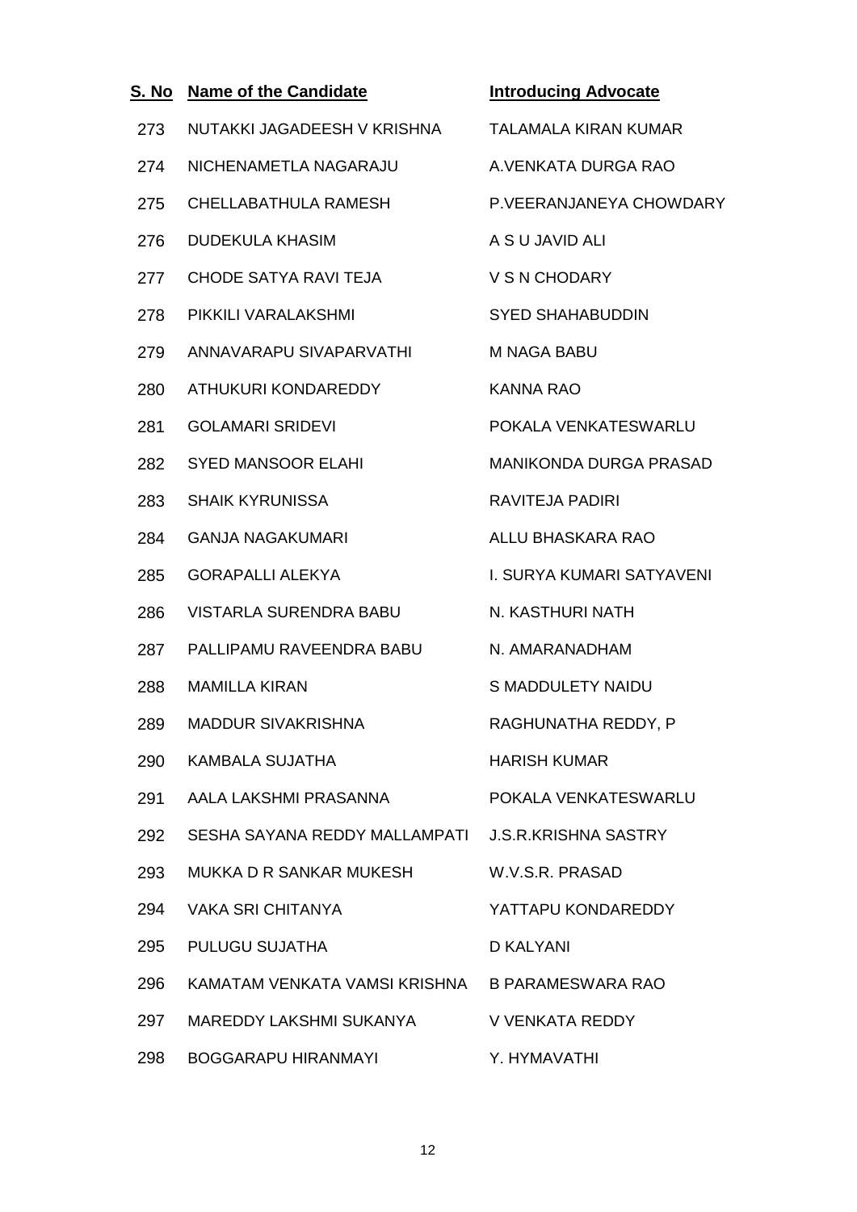| S. No | Name of the Candidate | Introducing Advocate |
|---|---|---|
| 273 | NUTAKKI JAGADEESH V KRISHNA | TALAMALA KIRAN KUMAR |
| 274 | NICHENAMETLA NAGARAJU | A.VENKATA DURGA RAO |
| 275 | CHELLABATHULA RAMESH | P.VEERANJANEYA CHOWDARY |
| 276 | DUDEKULA KHASIM | A S U JAVID ALI |
| 277 | CHODE SATYA RAVI TEJA | V S N CHODARY |
| 278 | PIKKILI VARALAKSHMI | SYED SHAHABUDDIN |
| 279 | ANNAVARAPU SIVAPARVATHI | M NAGA BABU |
| 280 | ATHUKURI KONDAREDDY | KANNA RAO |
| 281 | GOLAMARI SRIDEVI | POKALA VENKATESWARLU |
| 282 | SYED MANSOOR ELAHI | MANIKONDA DURGA PRASAD |
| 283 | SHAIK KYRUNISSA | RAVITEJA PADIRI |
| 284 | GANJA NAGAKUMARI | ALLU BHASKARA RAO |
| 285 | GORAPALLI ALEKYA | I. SURYA KUMARI SATYAVENI |
| 286 | VISTARLA SURENDRA BABU | N. KASTHURI NATH |
| 287 | PALLIPAMU RAVEENDRA BABU | N. AMARANADHAM |
| 288 | MAMILLA KIRAN | S MADDULETY NAIDU |
| 289 | MADDUR SIVAKRISHNA | RAGHUNATHA REDDY, P |
| 290 | KAMBALA SUJATHA | HARISH KUMAR |
| 291 | AALA LAKSHMI PRASANNA | POKALA VENKATESWARLU |
| 292 | SESHA SAYANA REDDY MALLAMPATI | J.S.R.KRISHNA SASTRY |
| 293 | MUKKA D R SANKAR MUKESH | W.V.S.R. PRASAD |
| 294 | VAKA SRI CHITANYA | YATTAPU KONDAREDDY |
| 295 | PULUGU SUJATHA | D KALYANI |
| 296 | KAMATAM VENKATA VAMSI KRISHNA | B PARAMESWARA RAO |
| 297 | MAREDDY LAKSHMI SUKANYA | V VENKATA REDDY |
| 298 | BOGGARAPU HIRANMAYI | Y. HYMAVATHI |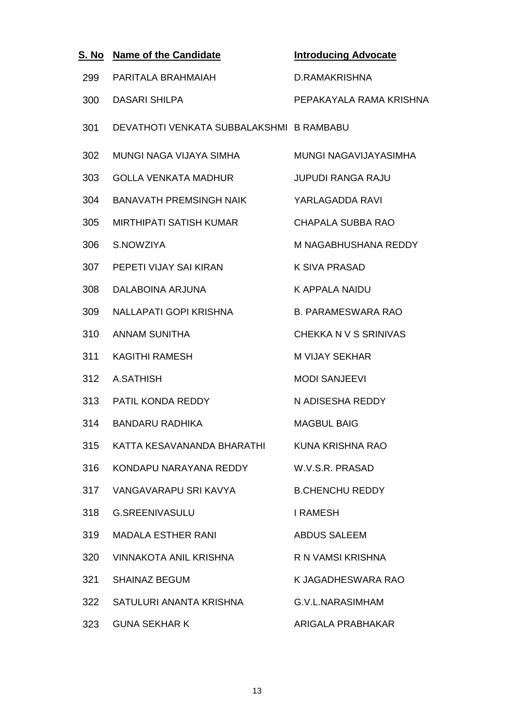| S. No | Name of the Candidate | Introducing Advocate |
|---|---|---|
| 299 | PARITALA BRAHMAIAH | D.RAMAKRISHNA |
| 300 | DASARI SHILPA | PEPAKAYALA RAMA KRISHNA |
| 301 | DEVATHOTI VENKATA SUBBALAKSHMI | B RAMBABU |
| 302 | MUNGI NAGA VIJAYA SIMHA | MUNGI NAGAVIJAYASIMHA |
| 303 | GOLLA VENKATA MADHUR | JUPUDI RANGA RAJU |
| 304 | BANAVATH PREMSINGH NAIK | YARLAGADDA RAVI |
| 305 | MIRTHIPATI SATISH KUMAR | CHAPALA SUBBA RAO |
| 306 | S.NOWZIYA | M NAGABHUSHANA REDDY |
| 307 | PEPETI VIJAY SAI KIRAN | K SIVA PRASAD |
| 308 | DALABOINA ARJUNA | K APPALA NAIDU |
| 309 | NALLAPATI GOPI KRISHNA | B. PARAMESWARA RAO |
| 310 | ANNAM SUNITHA | CHEKKA N V S SRINIVAS |
| 311 | KAGITHI RAMESH | M VIJAY SEKHAR |
| 312 | A.SATHISH | MODI SANJEEVI |
| 313 | PATIL KONDA REDDY | N ADISESHA REDDY |
| 314 | BANDARU RADHIKA | MAGBUL BAIG |
| 315 | KATTA KESAVANANDA BHARATHI | KUNA KRISHNA RAO |
| 316 | KONDAPU NARAYANA REDDY | W.V.S.R. PRASAD |
| 317 | VANGAVARAPU SRI KAVYA | B.CHENCHU REDDY |
| 318 | G.SREENIVASULU | I RAMESH |
| 319 | MADALA ESTHER RANI | ABDUS SALEEM |
| 320 | VINNAKOTA ANIL KRISHNA | R N VAMSI KRISHNA |
| 321 | SHAINAZ BEGUM | K JAGADHESWARA RAO |
| 322 | SATULURI ANANTA KRISHNA | G.V.L.NARASIMHAM |
| 323 | GUNA SEKHAR K | ARIGALA PRABHAKAR |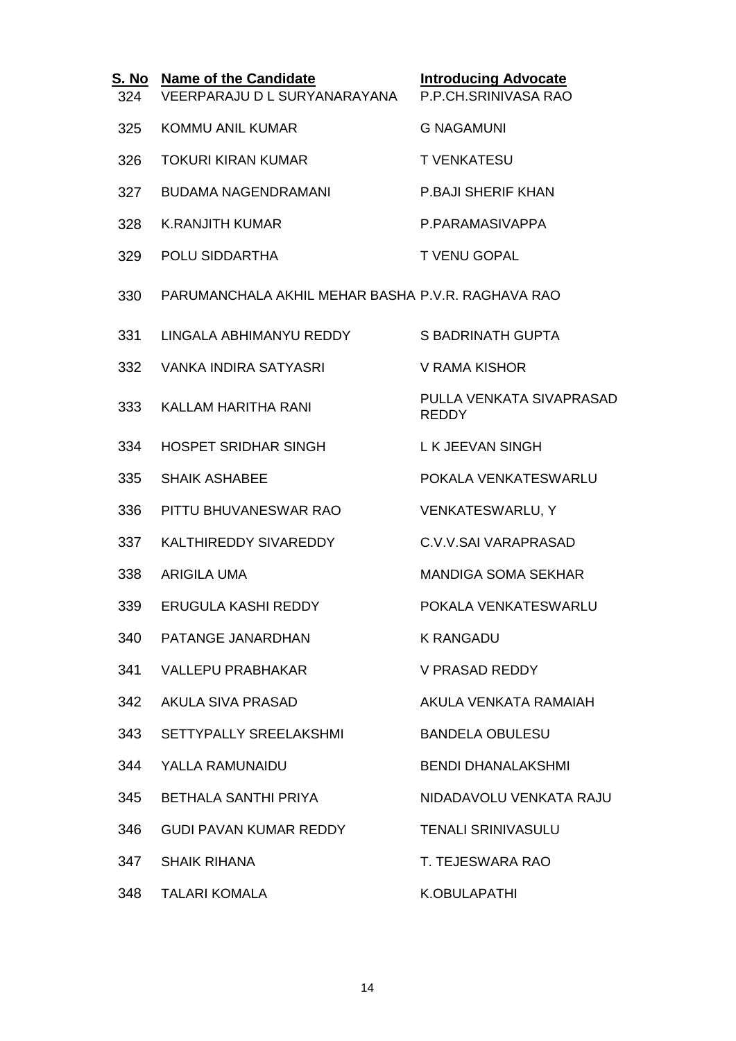| S. No | Name of the Candidate | Introducing Advocate |
|---|---|---|
| 324 | VEERPARAJU D L SURYANARAYANA | P.P.CH.SRINIVASA RAO |
| 325 | KOMMU ANIL KUMAR | G NAGAMUNI |
| 326 | TOKURI KIRAN KUMAR | T VENKATESU |
| 327 | BUDAMA NAGENDRAMANI | P.BAJI SHERIF KHAN |
| 328 | K.RANJITH KUMAR | P.PARAMASIVAPPA |
| 329 | POLU SIDDARTHA | T VENU GOPAL |
| 330 | PARUMANCHALA AKHIL MEHAR BASHA | P.V.R. RAGHAVA RAO |
| 331 | LINGALA ABHIMANYU REDDY | S BADRINATH GUPTA |
| 332 | VANKA INDIRA SATYASRI | V RAMA KISHOR |
| 333 | KALLAM HARITHA RANI | PULLA VENKATA SIVAPRASAD REDDY |
| 334 | HOSPET SRIDHAR SINGH | L K JEEVAN SINGH |
| 335 | SHAIK ASHABEE | POKALA VENKATESWARLU |
| 336 | PITTU BHUVANESWAR RAO | VENKATESWARLU, Y |
| 337 | KALTHIREDDY SIVAREDDY | C.V.V.SAI VARAPRASAD |
| 338 | ARIGILA UMA | MANDIGA SOMA SEKHAR |
| 339 | ERUGULA KASHI REDDY | POKALA VENKATESWARLU |
| 340 | PATANGE JANARDHAN | K RANGADU |
| 341 | VALLEPU PRABHAKAR | V PRASAD REDDY |
| 342 | AKULA SIVA PRASAD | AKULA VENKATA RAMAIAH |
| 343 | SETTYPALLY SREELAKSHMI | BANDELA OBULESU |
| 344 | YALLA RAMUNAIDU | BENDI DHANALAKSHMI |
| 345 | BETHALA SANTHI PRIYA | NIDADAVOLU VENKATA RAJU |
| 346 | GUDI PAVAN KUMAR REDDY | TENALI SRINIVASULU |
| 347 | SHAIK RIHANA | T. TEJESWARA RAO |
| 348 | TALARI KOMALA | K.OBULAPATHI |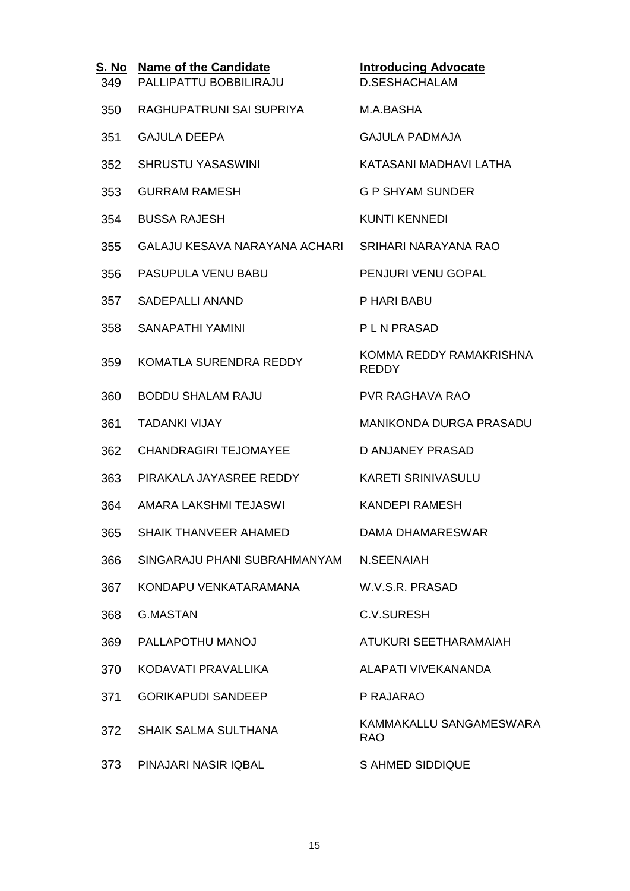| S. No | Name of the Candidate | Introducing Advocate |
|---|---|---|
| 349 | PALLIPATTU BOBBILIRAJU | D.SESHACHALAM |
| 350 | RAGHUPATRUNI SAI SUPRIYA | M.A.BASHA |
| 351 | GAJULA DEEPA | GAJULA PADMAJA |
| 352 | SHRUSTU YASASWINI | KATASANI MADHAVI LATHA |
| 353 | GURRAM RAMESH | G P SHYAM SUNDER |
| 354 | BUSSA RAJESH | KUNTI KENNEDI |
| 355 | GALAJU KESAVA NARAYANA ACHARI | SRIHARI NARAYANA RAO |
| 356 | PASUPULA VENU BABU | PENJURI VENU GOPAL |
| 357 | SADEPALLI ANAND | P HARI BABU |
| 358 | SANAPATHI YAMINI | P L N PRASAD |
| 359 | KOMATLA SURENDRA REDDY | KOMMA REDDY RAMAKRISHNA REDDY |
| 360 | BODDU SHALAM RAJU | PVR RAGHAVA RAO |
| 361 | TADANKI VIJAY | MANIKONDA DURGA PRASADU |
| 362 | CHANDRAGIRI TEJOMAYEE | D ANJANEY PRASAD |
| 363 | PIRAKALA JAYASREE REDDY | KARETI SRINIVASULU |
| 364 | AMARA LAKSHMI TEJASWI | KANDEPI RAMESH |
| 365 | SHAIK THANVEER AHAMED | DAMA DHAMARESWAR |
| 366 | SINGARAJU PHANI SUBRAHMANYAM | N.SEENAIAH |
| 367 | KONDAPU VENKATARAMANA | W.V.S.R. PRASAD |
| 368 | G.MASTAN | C.V.SURESH |
| 369 | PALLAPOTHU MANOJ | ATUKURI SEETHARAMAIAH |
| 370 | KODAVATI PRAVALLIKA | ALAPATI VIVEKANANDA |
| 371 | GORIKAPUDI SANDEEP | P RAJARAO |
| 372 | SHAIK SALMA SULTHANA | KAMMAKALLU SANGAMESWARA RAO |
| 373 | PINAJARI NASIR IQBAL | S AHMED SIDDIQUE |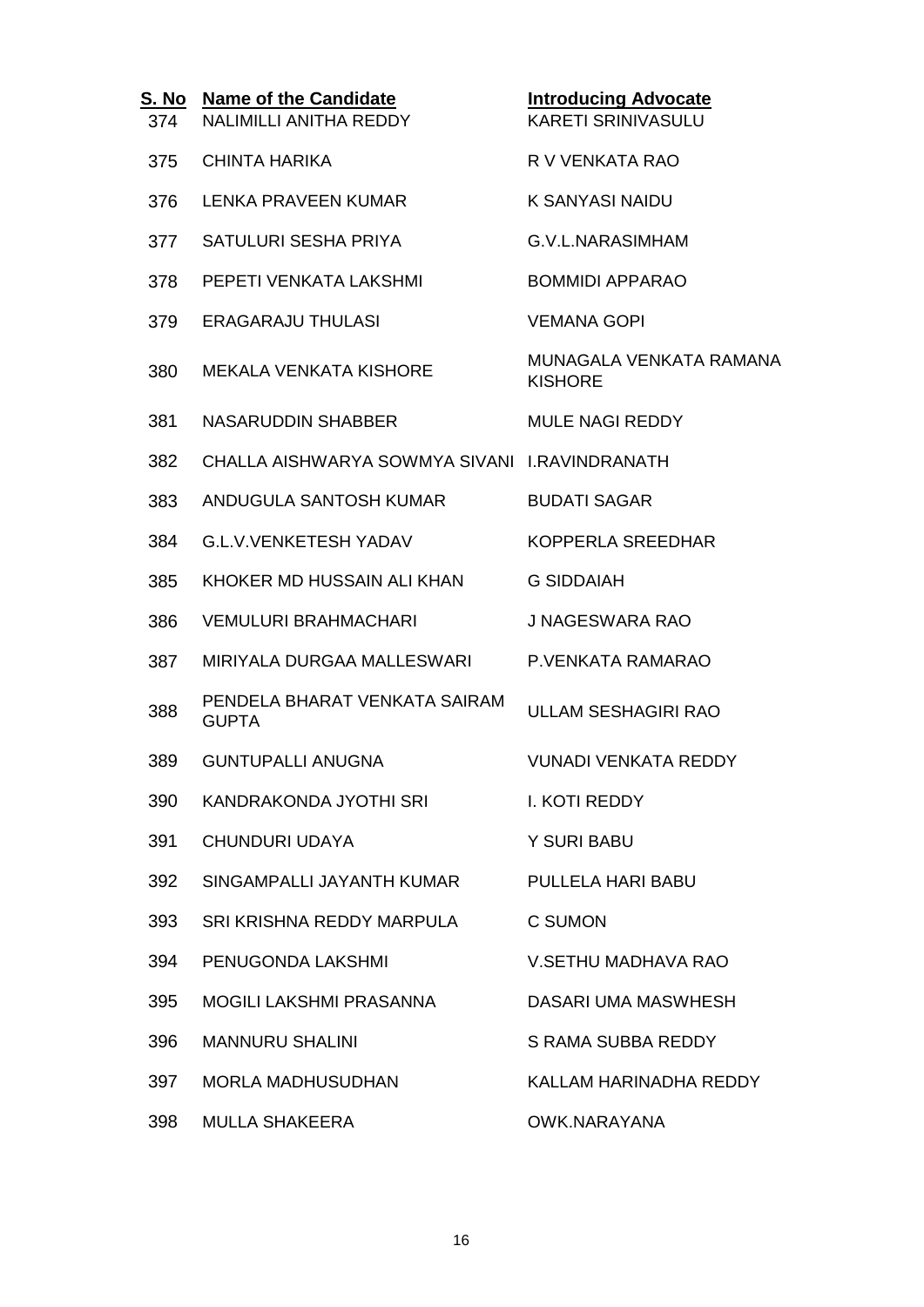| S. No | Name of the Candidate | Introducing Advocate |
|---|---|---|
| 374 | NALIMILLI ANITHA REDDY | KARETI SRINIVASULU |
| 375 | CHINTA HARIKA | R V VENKATA RAO |
| 376 | LENKA PRAVEEN KUMAR | K SANYASI NAIDU |
| 377 | SATULURI SESHA PRIYA | G.V.L.NARASIMHAM |
| 378 | PEPETI VENKATA LAKSHMI | BOMMIDI APPARAO |
| 379 | ERAGARAJU THULASI | VEMANA GOPI |
| 380 | MEKALA VENKATA KISHORE | MUNAGALA VENKATA RAMANA KISHORE |
| 381 | NASARUDDIN SHABBER | MULE NAGI REDDY |
| 382 | CHALLA AISHWARYA SOWMYA SIVANI | I.RAVINDRANATH |
| 383 | ANDUGULA SANTOSH KUMAR | BUDATI SAGAR |
| 384 | G.L.V.VENKETESH YADAV | KOPPERLA SREEDHAR |
| 385 | KHOKER MD HUSSAIN ALI KHAN | G SIDDAIAH |
| 386 | VEMULURI BRAHMACHARI | J NAGESWARA RAO |
| 387 | MIRIYALA DURGAA MALLESWARI | P.VENKATA RAMARAO |
| 388 | PENDELA BHARAT VENKATA SAIRAM GUPTA | ULLAM SESHAGIRI RAO |
| 389 | GUNTUPALLI ANUGNA | VUNADI VENKATA REDDY |
| 390 | KANDRAKONDA JYOTHI SRI | I. KOTI REDDY |
| 391 | CHUNDURI UDAYA | Y SURI BABU |
| 392 | SINGAMPALLI JAYANTH KUMAR | PULLELA HARI BABU |
| 393 | SRI KRISHNA REDDY MARPULA | C SUMON |
| 394 | PENUGONDA LAKSHMI | V.SETHU MADHAVA RAO |
| 395 | MOGILI LAKSHMI PRASANNA | DASARI UMA MASWHESH |
| 396 | MANNURU SHALINI | S RAMA SUBBA REDDY |
| 397 | MORLA MADHUSUDHAN | KALLAM HARINADHA REDDY |
| 398 | MULLA SHAKEERA | OWK.NARAYANA |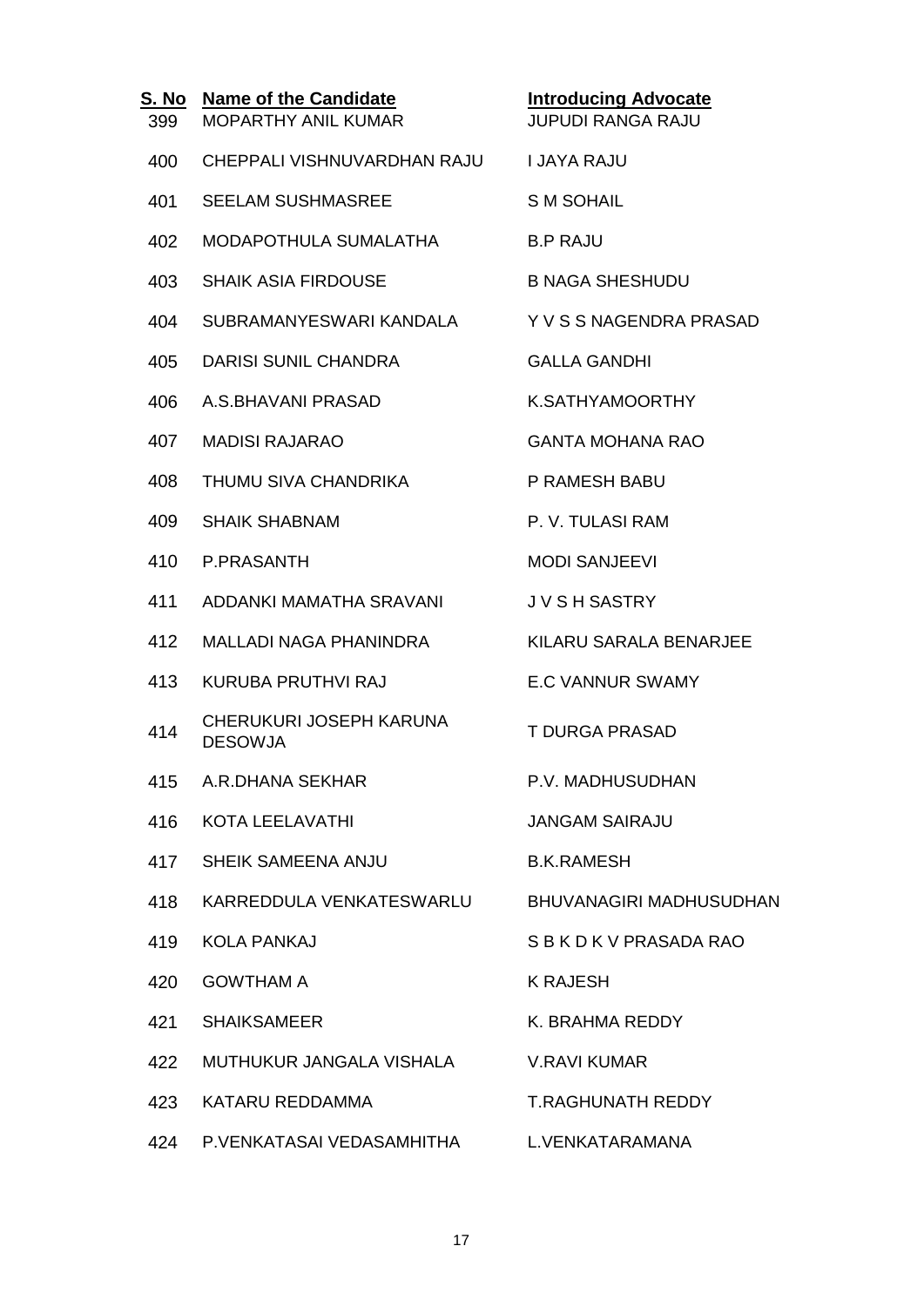| S. No | Name of the Candidate | Introducing Advocate |
|---|---|---|
| 399 | MOPARTHY ANIL KUMAR | JUPUDI RANGA RAJU |
| 400 | CHEPPALI VISHNUVARDHAN RAJU | I JAYA RAJU |
| 401 | SEELAM SUSHMASREE | S M SOHAIL |
| 402 | MODAPOTHULA SUMALATHA | B.P RAJU |
| 403 | SHAIK ASIA FIRDOUSE | B NAGA SHESHUDU |
| 404 | SUBRAMANYESWARI KANDALA | Y V S S NAGENDRA PRASAD |
| 405 | DARISI SUNIL CHANDRA | GALLA GANDHI |
| 406 | A.S.BHAVANI PRASAD | K.SATHYAMOORTHY |
| 407 | MADISI RAJARAO | GANTA MOHANA RAO |
| 408 | THUMU SIVA CHANDRIKA | P RAMESH BABU |
| 409 | SHAIK SHABNAM | P. V. TULASI RAM |
| 410 | P.PRASANTH | MODI SANJEEVI |
| 411 | ADDANKI MAMATHA SRAVANI | J V S H SASTRY |
| 412 | MALLADI NAGA PHANINDRA | KILARU SARALA BENARJEE |
| 413 | KURUBA PRUTHVI RAJ | E.C VANNUR SWAMY |
| 414 | CHERUKURI JOSEPH KARUNA DESOWJA | T DURGA PRASAD |
| 415 | A.R.DHANA SEKHAR | P.V. MADHUSUDHAN |
| 416 | KOTA LEELAVATHI | JANGAM SAIRAJU |
| 417 | SHEIK SAMEENA ANJU | B.K.RAMESH |
| 418 | KARREDDULA VENKATESWARLU | BHUVANAGIRI MADHUSUDHAN |
| 419 | KOLA PANKAJ | S B K D K V PRASADA RAO |
| 420 | GOWTHAM A | K RAJESH |
| 421 | SHAIKSAMEER | K. BRAHMA REDDY |
| 422 | MUTHUKUR JANGALA VISHALA | V.RAVI KUMAR |
| 423 | KATARU REDDAMMA | T.RAGHUNATH REDDY |
| 424 | P.VENKATASAI VEDASAMHITHA | L.VENKATARAMANA |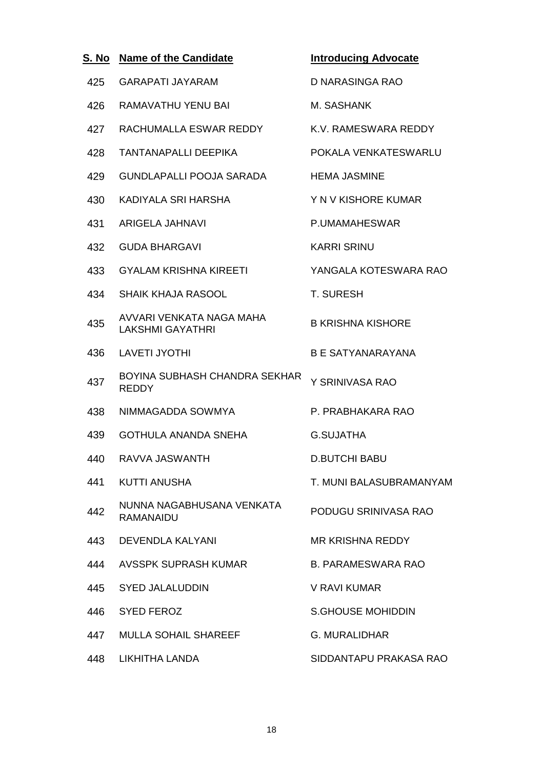| S. No | Name of the Candidate | Introducing Advocate |
|---|---|---|
| 425 | GARAPATI JAYARAM | D NARASINGA RAO |
| 426 | RAMAVATHU YENU BAI | M. SASHANK |
| 427 | RACHUMALLA ESWAR REDDY | K.V. RAMESWARA REDDY |
| 428 | TANTANAPALLI DEEPIKA | POKALA VENKATESWARLU |
| 429 | GUNDLAPALLI POOJA SARADA | HEMA JASMINE |
| 430 | KADIYALA SRI HARSHA | Y N V KISHORE KUMAR |
| 431 | ARIGELA JAHNAVI | P.UMAMAHESWAR |
| 432 | GUDA BHARGAVI | KARRI SRINU |
| 433 | GYALAM KRISHNA KIREETI | YANGALA KOTESWARA RAO |
| 434 | SHAIK KHAJA RASOOL | T. SURESH |
| 435 | AVVARI VENKATA NAGA MAHA LAKSHMI GAYATHRI | B KRISHNA KISHORE |
| 436 | LAVETI JYOTHI | B E SATYANARAYANA |
| 437 | BOYINA SUBHASH CHANDRA SEKHAR REDDY | Y SRINIVASA RAO |
| 438 | NIMMAGADDA SOWMYA | P. PRABHAKARA RAO |
| 439 | GOTHULA ANANDA SNEHA | G.SUJATHA |
| 440 | RAVVA JASWANTH | D.BUTCHI BABU |
| 441 | KUTTI ANUSHA | T. MUNI BALASUBRAMANYAM |
| 442 | NUNNA NAGABHUSANA VENKATA RAMANAIDU | PODUGU SRINIVASA RAO |
| 443 | DEVENDLA KALYANI | MR KRISHNA REDDY |
| 444 | AVSSPK SUPRASH KUMAR | B. PARAMESWARA RAO |
| 445 | SYED JALALUDDIN | V RAVI KUMAR |
| 446 | SYED FEROZ | S.GHOUSE MOHIDDIN |
| 447 | MULLA SOHAIL SHAREEF | G. MURALIDHAR |
| 448 | LIKHITHA LANDA | SIDDANTAPU PRAKASA RAO |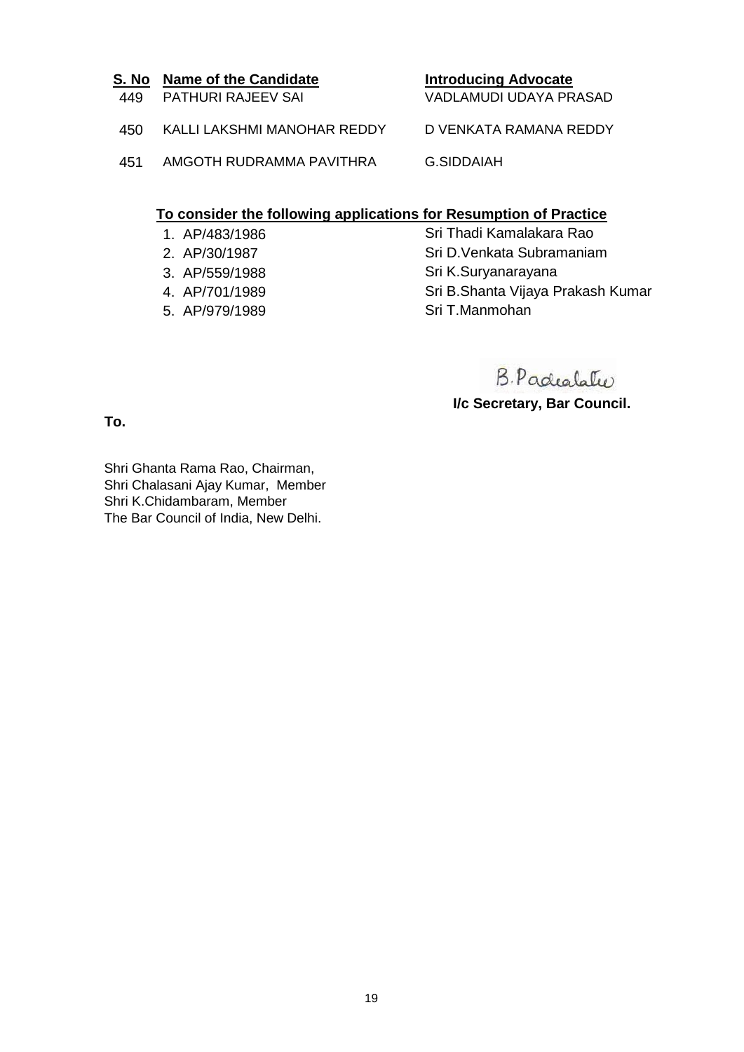| S. No | Name of the Candidate | Introducing Advocate |
|---|---|---|
| 449 | PATHURI RAJEEV SAI | VADLAMUDI UDAYA PRASAD |
| 450 | KALLI LAKSHMI MANOHAR REDDY | D VENKATA RAMANA REDDY |
| 451 | AMGOTH RUDRAMMA PAVITHRA | G.SIDDAIAH |

**To consider the following applications for Resumption of Practice**

| | | |
|---|---|---|
| 1. | AP/483/1986 | Sri Thadi Kamalakara Rao |
| 2. | AP/30/1987 | Sri D.Venkata Subramaniam |
| 3. | AP/559/1988 | Sri K.Suryanarayana |
| 4. | AP/701/1989 | Sri B.Shanta Vijaya Prakash Kumar |
| 5. | AP/979/1989 | Sri T.Manmohan |

B.Padmalatha

**I/c Secretary, Bar Council.**

**To.**

Shri Ghanta Rama Rao, Chairman,
Shri Chalasani Ajay Kumar, Member
Shri K.Chidambaram, Member
The Bar Council of India, New Delhi.